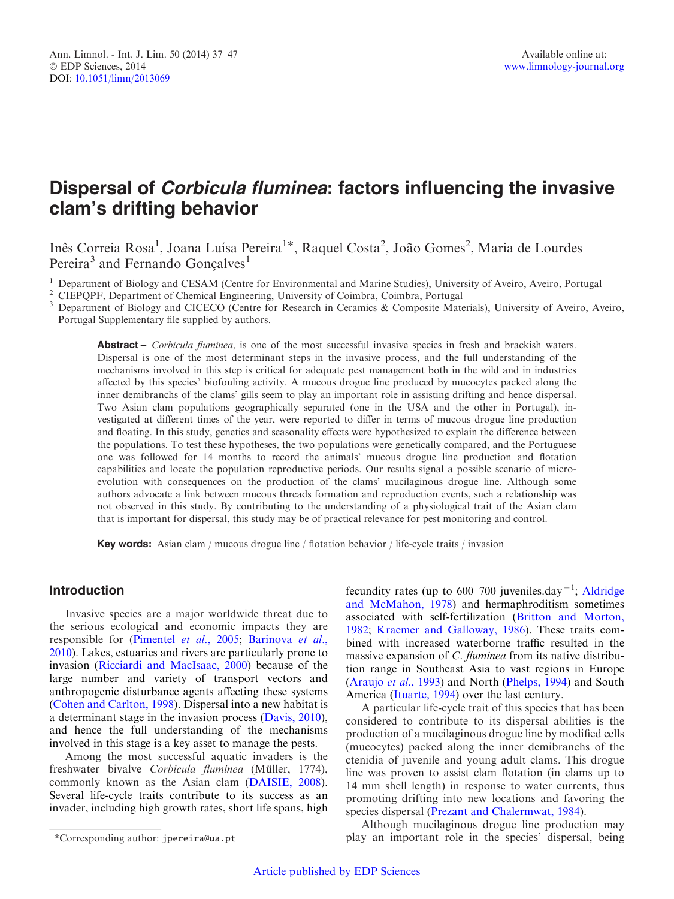# Dispersal of *Corbicula fluminea*: factors influencing the invasive clam's drifting behavior

Inês Correia Rosa[1], Joana Luísa Pereira[1]*, Raquel Costa[2], João Gomes[2], Maria de Lourdes Pereira[3] and Fernando Gonçalves[1]

[1] Department of Biology and CESAM (Centre for Environmental and Marine Studies), University of Aveiro, Aveiro, Portugal
[2] CIEPQPF, Department of Chemical Engineering, University of Coimbra, Coimbra, Portugal
[3] Department of Biology and CICECO (Centre for Research in Ceramics & Composite Materials), University of Aveiro, Aveiro, Portugal Supplementary file supplied by authors.

**Abstract –** *Corbicula fluminea*, is one of the most successful invasive species in fresh and brackish waters. Dispersal is one of the most determinant steps in the invasive process, and the full understanding of the mechanisms involved in this step is critical for adequate pest management both in the wild and in industries affected by this species' biofouling activity. A mucous drogue line produced by mucocytes packed along the inner demibranchs of the clams' gills seem to play an important role in assisting drifting and hence dispersal. Two Asian clam populations geographically separated (one in the USA and the other in Portugal), investigated at different times of the year, were reported to differ in terms of mucous drogue line production and floating. In this study, genetics and seasonality effects were hypothesized to explain the difference between the populations. To test these hypotheses, the two populations were genetically compared, and the Portuguese one was followed for 14 months to record the animals' mucous drogue line production and flotation capabilities and locate the population reproductive periods. Our results signal a possible scenario of micro-evolution with consequences on the production of the clams' mucilaginous drogue line. Although some authors advocate a link between mucous threads formation and reproduction events, such a relationship was not observed in this study. By contributing to the understanding of a physiological trait of the Asian clam that is important for dispersal, this study may be of practical relevance for pest monitoring and control.

**Key words:** Asian clam / mucous drogue line / flotation behavior / life-cycle traits / invasion

## Introduction

Invasive species are a major worldwide threat due to the serious ecological and economic impacts they are responsible for (Pimentel *et al.*, 2005; Barinova *et al.*, 2010). Lakes, estuaries and rivers are particularly prone to invasion (Ricciardi and MacIsaac, 2000) because of the large number and variety of transport vectors and anthropogenic disturbance agents affecting these systems (Cohen and Carlton, 1998). Dispersal into a new habitat is a determinant stage in the invasion process (Davis, 2010), and hence the full understanding of the mechanisms involved in this stage is a key asset to manage the pests.

Among the most successful aquatic invaders is the freshwater bivalve *Corbicula fluminea* (Müller, 1774), commonly known as the Asian clam (DAISIE, 2008). Several life-cycle traits contribute to its success as an invader, including high growth rates, short life spans, high fecundity rates (up to 600–700 juveniles.day$^{-1}$; Aldridge and McMahon, 1978) and hermaphroditism sometimes associated with self-fertilization (Britton and Morton, 1982; Kraemer and Galloway, 1986). These traits combined with increased waterborne traffic resulted in the massive expansion of *C. fluminea* from its native distribution range in Southeast Asia to vast regions in Europe (Araujo *et al.*, 1993) and North (Phelps, 1994) and South America (Ituarte, 1994) over the last century.

A particular life-cycle trait of this species that has been considered to contribute to its dispersal abilities is the production of a mucilaginous drogue line by modified cells (mucocytes) packed along the inner demibranchs of the ctenidia of juvenile and young adult clams. This drogue line was proven to assist clam flotation (in clams up to 14 mm shell length) in response to water currents, thus promoting drifting into new locations and favoring the species dispersal (Prezant and Chalermwat, 1984).

Although mucilaginous drogue line production may play an important role in the species' dispersal, being

*Corresponding author: jpereira@ua.pt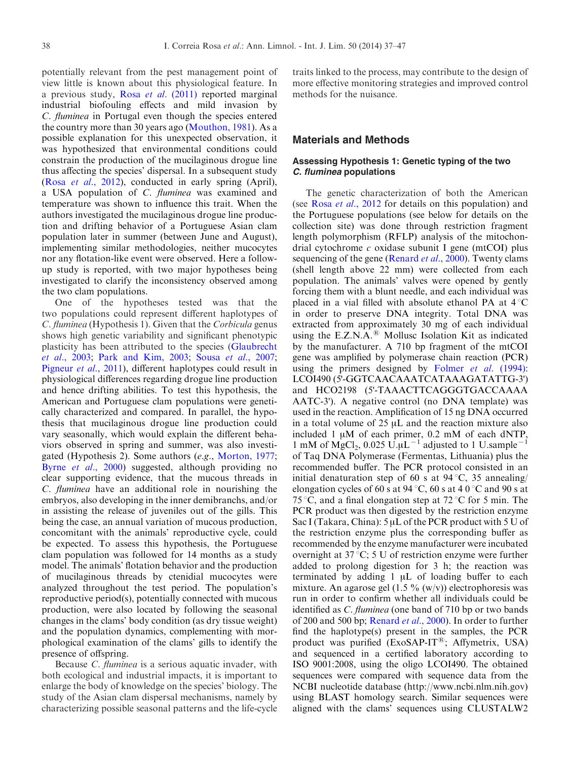potentially relevant from the pest management point of view little is known about this physiological feature. In a previous study, Rosa *et al.* (2011) reported marginal industrial biofouling effects and mild invasion by *C. fluminea* in Portugal even though the species entered the country more than 30 years ago (Mouthon, 1981). As a possible explanation for this unexpected observation, it was hypothesized that environmental conditions could constrain the production of the mucilaginous drogue line thus affecting the species' dispersal. In a subsequent study (Rosa *et al.*, 2012), conducted in early spring (April), a USA population of *C. fluminea* was examined and temperature was shown to influence this trait. When the authors investigated the mucilaginous drogue line production and drifting behavior of a Portuguese Asian clam population later in summer (between June and August), implementing similar methodologies, neither mucocytes nor any flotation-like event were observed. Here a follow-up study is reported, with two major hypotheses being investigated to clarify the inconsistency observed among the two clam populations.

One of the hypotheses tested was that the two populations could represent different haplotypes of *C. fluminea* (Hypothesis 1). Given that the *Corbicula* genus shows high genetic variability and significant phenotypic plasticity has been attributed to the species (Glaubrecht *et al.*, 2003; Park and Kim, 2003; Sousa *et al.*, 2007; Pigneur *et al.*, 2011), different haplotypes could result in physiological differences regarding drogue line production and hence drifting abilities. To test this hypothesis, the American and Portuguese clam populations were genetically characterized and compared. In parallel, the hypothesis that mucilaginous drogue line production could vary seasonally, which would explain the different behaviors observed in spring and summer, was also investigated (Hypothesis 2). Some authors (*e.g.*, Morton, 1977; Byrne *et al.*, 2000) suggested, although providing no clear supporting evidence, that the mucous threads in *C. fluminea* have an additional role in nourishing the embryos, also developing in the inner demibranchs, and/or in assisting the release of juveniles out of the gills. This being the case, an annual variation of mucous production, concomitant with the animals' reproductive cycle, could be expected. To assess this hypothesis, the Portuguese clam population was followed for 14 months as a study model. The animals' flotation behavior and the production of mucilaginous threads by ctenidial mucocytes were analyzed throughout the test period. The population's reproductive period(s), potentially connected with mucous production, were also located by following the seasonal changes in the clams' body condition (as dry tissue weight) and the population dynamics, complementing with morphological examination of the clams' gills to identify the presence of offspring.

Because *C. fluminea* is a serious aquatic invader, with both ecological and industrial impacts, it is important to enlarge the body of knowledge on the species' biology. The study of the Asian clam dispersal mechanisms, namely by characterizing possible seasonal patterns and the life-cycle traits linked to the process, may contribute to the design of more effective monitoring strategies and improved control methods for the nuisance.

## Materials and Methods

### Assessing Hypothesis 1: Genetic typing of the two *C. fluminea* populations

The genetic characterization of both the American (see Rosa *et al.*, 2012 for details on this population) and the Portuguese populations (see below for details on the collection site) was done through restriction fragment length polymorphism (RFLP) analysis of the mitochondrial cytochrome *c* oxidase subunit I gene (mtCOI) plus sequencing of the gene (Renard *et al.*, 2000). Twenty clams (shell length above 22 mm) were collected from each population. The animals' valves were opened by gently forcing them with a blunt needle, and each individual was placed in a vial filled with absolute ethanol PA at 4 °C in order to preserve DNA integrity. Total DNA was extracted from approximately 30 mg of each individual using the E.Z.N.A.® Mollusc Isolation Kit as indicated by the manufacturer. A 710 bp fragment of the mtCOI gene was amplified by polymerase chain reaction (PCR) using the primers designed by Folmer *et al.* (1994): LCOI490 (5'-GGTCAACAAATCATAAAGATATTG-3') and HCO2198 (5'-TAAACTTCAGGGTGACCAAAA AATC-3'). A negative control (no DNA template) was used in the reaction. Amplification of 15 ng DNA occurred in a total volume of 25 μL and the reaction mixture also included 1 μM of each primer, 0.2 mM of each dNTP, 1 mM of $MgCl_2$, 0.025 $U.\mu L^{-1}$ adjusted to 1 $U.sample^{-1}$ of Taq DNA Polymerase (Fermentas, Lithuania) plus the recommended buffer. The PCR protocol consisted in an initial denaturation step of 60 s at 94 °C, 35 annealing/elongation cycles of 60 s at 94 °C, 60 s at 4 0 °C and 90 s at 75 °C, and a final elongation step at 72 °C for 5 min. The PCR product was then digested by the restriction enzyme Sac I (Takara, China): 5 μL of the PCR product with 5 U of the restriction enzyme plus the corresponding buffer as recommended by the enzyme manufacturer were incubated overnight at 37 °C; 5 U of restriction enzyme were further added to prolong digestion for 3 h; the reaction was terminated by adding 1 μL of loading buffer to each mixture. An agarose gel (1.5 % (w/v)) electrophoresis was run in order to confirm whether all individuals could be identified as *C. fluminea* (one band of 710 bp or two bands of 200 and 500 bp; Renard *et al.*, 2000). In order to further find the haplotype(s) present in the samples, the PCR product was purified (ExoSAP-IT®; Affymetrix, USA) and sequenced in a certified laboratory according to ISO 9001:2008, using the oligo LCOI490. The obtained sequences were compared with sequence data from the NCBI nucleotide database (http://www.ncbi.nlm.nih.gov) using BLAST homology search. Similar sequences were aligned with the clams' sequences using CLUSTALW2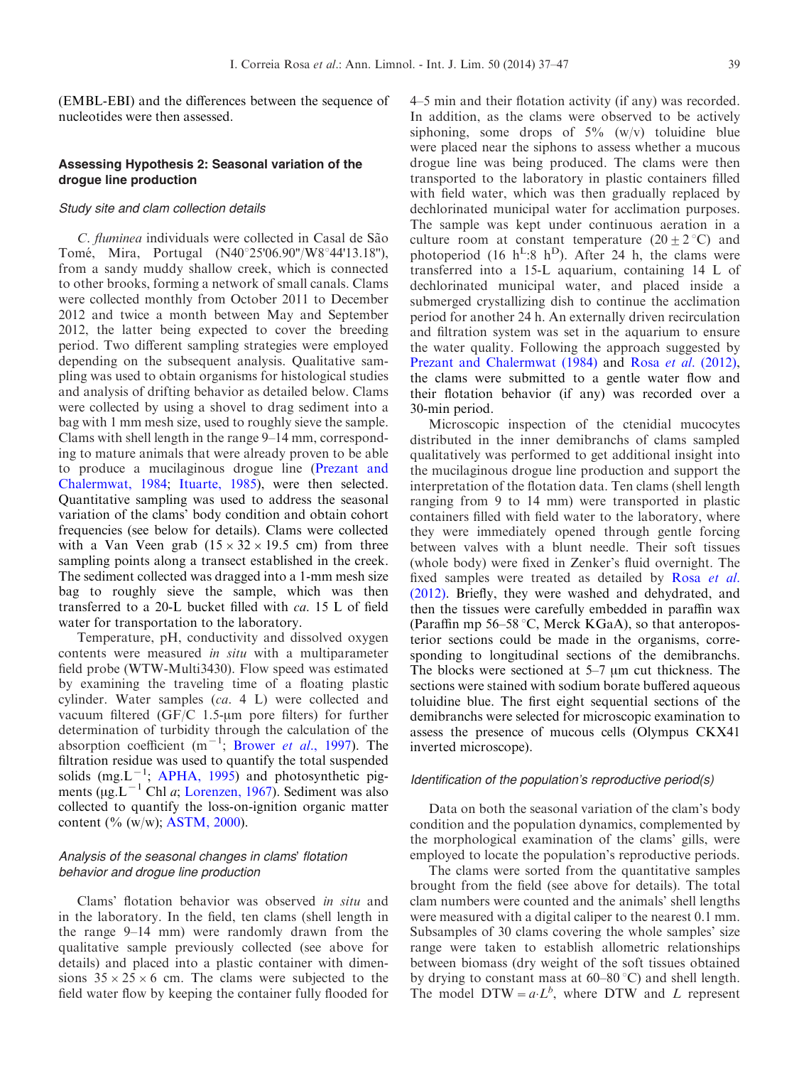(EMBL-EBI) and the differences between the sequence of nucleotides were then assessed.

## Assessing Hypothesis 2: Seasonal variation of the drogue line production

### *Study site and clam collection details*

*C. fluminea* individuals were collected in Casal de São Tomé, Mira, Portugal (N40°25'06.90"/W8°44'13.18"), from a sandy muddy shallow creek, which is connected to other brooks, forming a network of small canals. Clams were collected monthly from October 2011 to December 2012 and twice a month between May and September 2012, the latter being expected to cover the breeding period. Two different sampling strategies were employed depending on the subsequent analysis. Qualitative sampling was used to obtain organisms for histological studies and analysis of drifting behavior as detailed below. Clams were collected by using a shovel to drag sediment into a bag with 1 mm mesh size, used to roughly sieve the sample. Clams with shell length in the range 9–14 mm, corresponding to mature animals that were already proven to be able to produce a mucilaginous drogue line (Prezant and Chalermwat, 1984; Ituarte, 1985), were then selected. Quantitative sampling was used to address the seasonal variation of the clams' body condition and obtain cohort frequencies (see below for details). Clams were collected with a Van Veen grab (15 × 32 × 19.5 cm) from three sampling points along a transect established in the creek. The sediment collected was dragged into a 1-mm mesh size bag to roughly sieve the sample, which was then transferred to a 20-L bucket filled with *ca.* 15 L of field water for transportation to the laboratory.

Temperature, pH, conductivity and dissolved oxygen contents were measured *in situ* with a multiparameter field probe (WTW-Multi3430). Flow speed was estimated by examining the traveling time of a floating plastic cylinder. Water samples (*ca.* 4 L) were collected and vacuum filtered (GF/C 1.5-μm pore filters) for further determination of turbidity through the calculation of the absorption coefficient ($m^{-1}$; Brower *et al.*, 1997). The filtration residue was used to quantify the total suspended solids ($mg.L^{-1}$; APHA, 1995) and photosynthetic pigments ($\mu g.L^{-1}$ Chl *a*; Lorenzen, 1967). Sediment was also collected to quantify the loss-on-ignition organic matter content (% (w/w); ASTM, 2000).

### *Analysis of the seasonal changes in clams' flotation behavior and drogue line production*

Clams' flotation behavior was observed *in situ* and in the laboratory. In the field, ten clams (shell length in the range 9–14 mm) were randomly drawn from the qualitative sample previously collected (see above for details) and placed into a plastic container with dimensions 35 × 25 × 6 cm. The clams were subjected to the field water flow by keeping the container fully flooded for 4–5 min and their flotation activity (if any) was recorded. In addition, as the clams were observed to be actively siphoning, some drops of 5% (w/v) toluidine blue were placed near the siphons to assess whether a mucous drogue line was being produced. The clams were then transported to the laboratory in plastic containers filled with field water, which was then gradually replaced by dechlorinated municipal water for acclimation purposes. The sample was kept under continuous aeration in a culture room at constant temperature (20 ± 2 °C) and photoperiod (16 $h^L$:8 $h^D$). After 24 h, the clams were transferred into a 15-L aquarium, containing 14 L of dechlorinated municipal water, and placed inside a submerged crystallizing dish to continue the acclimation period for another 24 h. An externally driven recirculation and filtration system was set in the aquarium to ensure the water quality. Following the approach suggested by Prezant and Chalermwat (1984) and Rosa *et al.* (2012), the clams were submitted to a gentle water flow and their flotation behavior (if any) was recorded over a 30-min period.

Microscopic inspection of the ctenidial mucocytes distributed in the inner demibranchs of clams sampled qualitatively was performed to get additional insight into the mucilaginous drogue line production and support the interpretation of the flotation data. Ten clams (shell length ranging from 9 to 14 mm) were transported in plastic containers filled with field water to the laboratory, where they were immediately opened through gentle forcing between valves with a blunt needle. Their soft tissues (whole body) were fixed in Zenker's fluid overnight. The fixed samples were treated as detailed by Rosa *et al.* (2012). Briefly, they were washed and dehydrated, and then the tissues were carefully embedded in paraffin wax (Paraffin mp 56–58 °C, Merck KGaA), so that anteroposterior sections could be made in the organisms, corresponding to longitudinal sections of the demibranchs. The blocks were sectioned at 5–7 μm cut thickness. The sections were stained with sodium borate buffered aqueous toluidine blue. The first eight sequential sections of the demibranchs were selected for microscopic examination to assess the presence of mucous cells (Olympus CKX41 inverted microscope).

### *Identification of the population's reproductive period(s)*

Data on both the seasonal variation of the clam's body condition and the population dynamics, complemented by the morphological examination of the clams' gills, were employed to locate the population's reproductive periods.

The clams were sorted from the quantitative samples brought from the field (see above for details). The total clam numbers were counted and the animals' shell lengths were measured with a digital caliper to the nearest 0.1 mm. Subsamples of 30 clams covering the whole samples' size range were taken to establish allometric relationships between biomass (dry weight of the soft tissues obtained by drying to constant mass at 60–80 °C) and shell length. The model $DTW = a{\cdot}L^b$, where DTW and $L$ represent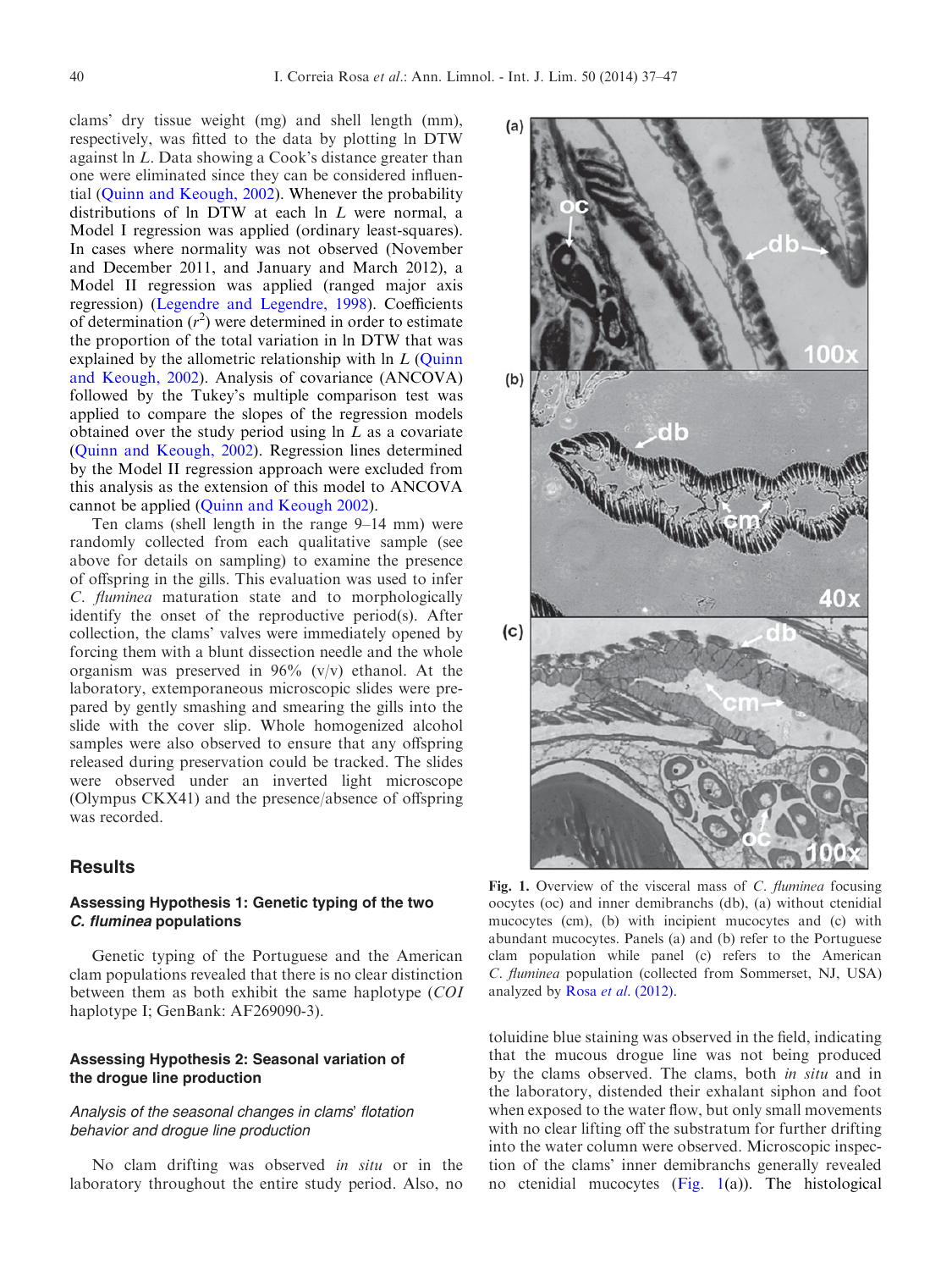clams' dry tissue weight (mg) and shell length (mm), respectively, was fitted to the data by plotting ln DTW against ln $L$. Data showing a Cook's distance greater than one were eliminated since they can be considered influential (Quinn and Keough, 2002). Whenever the probability distributions of ln DTW at each ln $L$ were normal, a Model I regression was applied (ordinary least-squares). In cases where normality was not observed (November and December 2011, and January and March 2012), a Model II regression was applied (ranged major axis regression) (Legendre and Legendre, 1998). Coefficients of determination ($r^2$) were determined in order to estimate the proportion of the total variation in ln DTW that was explained by the allometric relationship with ln $L$ (Quinn and Keough, 2002). Analysis of covariance (ANCOVA) followed by the Tukey's multiple comparison test was applied to compare the slopes of the regression models obtained over the study period using ln $L$ as a covariate (Quinn and Keough, 2002). Regression lines determined by the Model II regression approach were excluded from this analysis as the extension of this model to ANCOVA cannot be applied (Quinn and Keough 2002).

Ten clams (shell length in the range 9–14 mm) were randomly collected from each qualitative sample (see above for details on sampling) to examine the presence of offspring in the gills. This evaluation was used to infer *C. fluminea* maturation state and to morphologically identify the onset of the reproductive period(s). After collection, the clams' valves were immediately opened by forcing them with a blunt dissection needle and the whole organism was preserved in 96% (v/v) ethanol. At the laboratory, extemporaneous microscopic slides were prepared by gently smashing and smearing the gills into the slide with the cover slip. Whole homogenized alcohol samples were also observed to ensure that any offspring released during preservation could be tracked. The slides were observed under an inverted light microscope (Olympus CKX41) and the presence/absence of offspring was recorded.

## Results

### Assessing Hypothesis 1: Genetic typing of the two *C. fluminea* populations

Genetic typing of the Portuguese and the American clam populations revealed that there is no clear distinction between them as both exhibit the same haplotype (*COI* haplotype I; GenBank: AF269090-3).

### Assessing Hypothesis 2: Seasonal variation of the drogue line production

#### *Analysis of the seasonal changes in clams' flotation behavior and drogue line production*

No clam drifting was observed *in situ* or in the laboratory throughout the entire study period. Also, no toluidine blue staining was observed in the field, indicating that the mucous drogue line was not being produced by the clams observed. The clams, both *in situ* and in the laboratory, distended their exhalant siphon and foot when exposed to the water flow, but only small movements with no clear lifting off the substratum for further drifting into the water column were observed. Microscopic inspection of the clams' inner demibranchs generally revealed no ctenidial mucocytes (Fig. 1(a)). The histological

**Fig. 1.** Overview of the visceral mass of *C. fluminea* focusing oocytes (oc) and inner demibranchs (db), (a) without ctenidial mucocytes (cm), (b) with incipient mucocytes and (c) with abundant mucocytes. Panels (a) and (b) refer to the Portuguese clam population while panel (c) refers to the American *C. fluminea* population (collected from Sommerset, NJ, USA) analyzed by Rosa *et al.* (2012).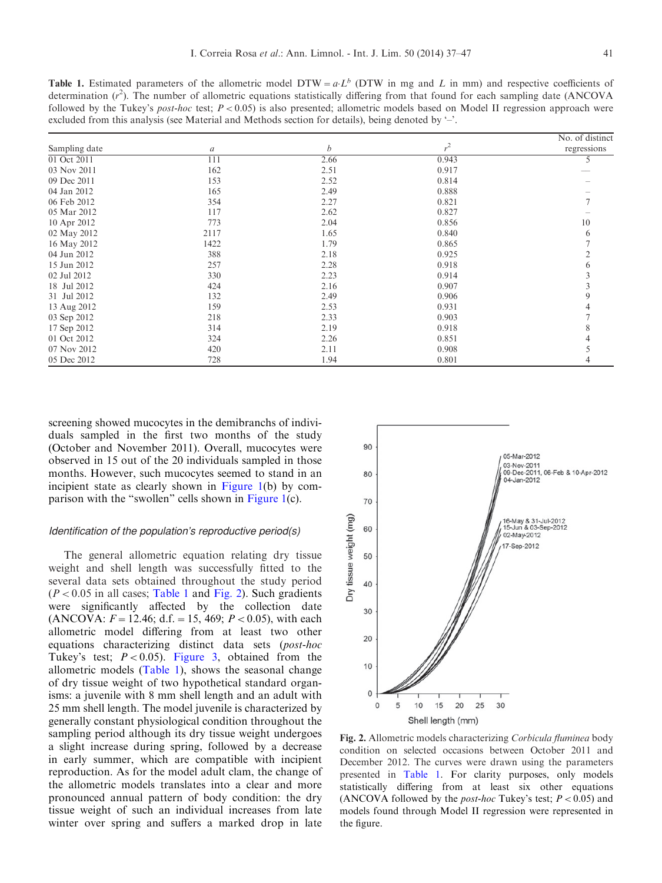**Table 1.** Estimated parameters of the allometric model $DTW = a \cdot L^b$ (DTW in mg and $L$ in mm) and respective coefficients of determination ($r^2$). The number of allometric equations statistically differing from that found for each sampling date (ANCOVA followed by the Tukey's *post-hoc* test; $P < 0.05$) is also presented; allometric models based on Model II regression approach were excluded from this analysis (see Material and Methods section for details), being denoted by '–'.

| Sampling date | $a$ | $b$ | $r^2$ | No. of distinct regressions |
|---|---|---|---|---|
| 01 Oct 2011 | 111 | 2.66 | 0.943 | 5 |
| 03 Nov 2011 | 162 | 2.51 | 0.917 | – |
| 09 Dec 2011 | 153 | 2.52 | 0.814 | – |
| 04 Jan 2012 | 165 | 2.49 | 0.888 | – |
| 06 Feb 2012 | 354 | 2.27 | 0.821 | 7 |
| 05 Mar 2012 | 117 | 2.62 | 0.827 | – |
| 10 Apr 2012 | 773 | 2.04 | 0.856 | 10 |
| 02 May 2012 | 2117 | 1.65 | 0.840 | 6 |
| 16 May 2012 | 1422 | 1.79 | 0.865 | 7 |
| 04 Jun 2012 | 388 | 2.18 | 0.925 | 2 |
| 15 Jun 2012 | 257 | 2.28 | 0.918 | 6 |
| 02 Jul 2012 | 330 | 2.23 | 0.914 | 3 |
| 18 Jul 2012 | 424 | 2.16 | 0.907 | 3 |
| 31 Jul 2012 | 132 | 2.49 | 0.906 | 9 |
| 13 Aug 2012 | 159 | 2.53 | 0.931 | 4 |
| 03 Sep 2012 | 218 | 2.33 | 0.903 | 7 |
| 17 Sep 2012 | 314 | 2.19 | 0.918 | 8 |
| 01 Oct 2012 | 324 | 2.26 | 0.851 | 4 |
| 07 Nov 2012 | 420 | 2.11 | 0.908 | 5 |
| 05 Dec 2012 | 728 | 1.94 | 0.801 | 4 |

screening showed mucocytes in the demibranchs of individuals sampled in the first two months of the study (October and November 2011). Overall, mucocytes were observed in 15 out of the 20 individuals sampled in those months. However, such mucocytes seemed to stand in an incipient state as clearly shown in Figure 1(b) by comparison with the "swollen" cells shown in Figure 1(c).

### *Identification of the population's reproductive period(s)*

The general allometric equation relating dry tissue weight and shell length was successfully fitted to the several data sets obtained throughout the study period ($P < 0.05$ in all cases; Table 1 and Fig. 2). Such gradients were significantly affected by the collection date (ANCOVA: $F = 12.46$; d.f. = 15, 469; $P < 0.05$), with each allometric model differing from at least two other allometric equations characterizing distinct data sets (*post-hoc* Tukey's test; $P < 0.05$). Figure 3, obtained from the allometric models (Table 1), shows the seasonal change of dry tissue weight of two hypothetical standard organisms: a juvenile with 8 mm shell length and an adult with 25 mm shell length. The model juvenile is characterized by generally constant physiological condition throughout the sampling period although its dry tissue weight undergoes a slight increase during spring, followed by a decrease in early summer, which are compatible with incipient reproduction. As for the model adult clam, the change of the allometric models translates into a clear and more pronounced annual pattern of body condition: the dry tissue weight of such an individual increases from late winter over spring and suffers a marked drop in late

**Fig. 2.** Allometric models characterizing *Corbicula fluminea* body condition on selected occasions between October 2011 and December 2012. The curves were drawn using the parameters presented in Table 1. For clarity purposes, only models statistically differing from at least six other equations (ANCOVA followed by the *post-hoc* Tukey's test; $P < 0.05$) and models found through Model II regression were represented in the figure.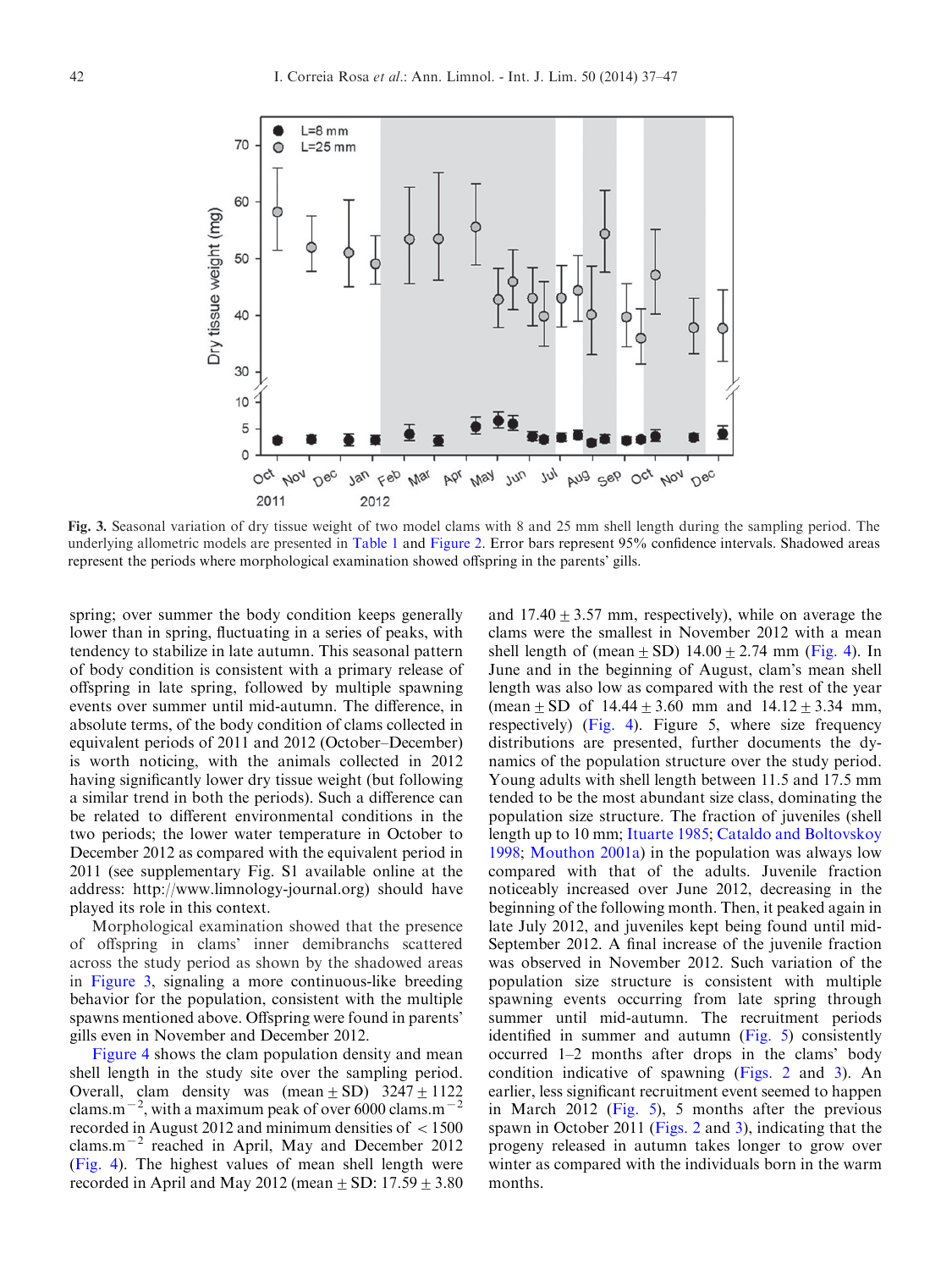Fig. 3. Seasonal variation of dry tissue weight of two model clams with 8 and 25 mm shell length during the sampling period. The underlying allometric models are presented in Table 1 and Figure 2. Error bars represent 95% confidence intervals. Shadowed areas represent the periods where morphological examination showed offspring in the parents' gills.

spring; over summer the body condition keeps generally lower than in spring, fluctuating in a series of peaks, with tendency to stabilize in late autumn. This seasonal pattern of body condition is consistent with a primary release of offspring in late spring, followed by multiple spawning events over summer until mid-autumn. The difference, in absolute terms, of the body condition of clams collected in equivalent periods of 2011 and 2012 (October–December) is worth noticing, with the animals collected in 2012 having significantly lower dry tissue weight (but following a similar trend in both the periods). Such a difference can be related to different environmental conditions in the two periods; the lower water temperature in October to December 2012 as compared with the equivalent period in 2011 (see supplementary Fig. S1 available online at the address: http://www.limnology-journal.org) should have played its role in this context.

Morphological examination showed that the presence of offspring in clams' inner demibranchs scattered across the study period as shown by the shadowed areas in Figure 3, signaling a more continuous-like breeding behavior for the population, consistent with the multiple spawns mentioned above. Offspring were found in parents' gills even in November and December 2012.

Figure 4 shows the clam population density and mean shell length in the study site over the sampling period. Overall, clam density was (mean ± SD) 3247 ± 1122 clams.m$^{-2}$, with a maximum peak of over 6000 clams.m$^{-2}$ recorded in August 2012 and minimum densities of < 1500 clams.m$^{-2}$ reached in April, May and December 2012 (Fig. 4). The highest values of mean shell length were recorded in April and May 2012 (mean ± SD: 17.59 ± 3.80 and 17.40 ± 3.57 mm, respectively), while on average the clams were the smallest in November 2012 with a mean shell length of (mean ± SD) 14.00 ± 2.74 mm (Fig. 4). In June and in the beginning of August, clam's mean shell length was also low as compared with the rest of the year (mean ± SD of 14.44 ± 3.60 mm and 14.12 ± 3.34 mm, respectively) (Fig. 4). Figure 5, where size frequency distributions are presented, further documents the dynamics of the population structure over the study period. Young adults with shell length between 11.5 and 17.5 mm tended to be the most abundant size class, dominating the population size structure. The fraction of juveniles (shell length up to 10 mm; Ituarte 1985; Cataldo and Boltovskoy 1998; Mouthon 2001a) in the population was always low compared with that of the adults. Juvenile fraction noticeably increased over June 2012, decreasing in the beginning of the following month. Then, it peaked again in late July 2012, and juveniles kept being found until mid-September 2012. A final increase of the juvenile fraction was observed in November 2012. Such variation of the population size structure is consistent with multiple spawning events occurring from late spring through summer until mid-autumn. The recruitment periods identified in summer and autumn (Fig. 5) consistently occurred 1–2 months after drops in the clams' body condition indicative of spawning (Figs. 2 and 3). An earlier, less significant recruitment event seemed to happen in March 2012 (Fig. 5), 5 months after the previous spawn in October 2011 (Figs. 2 and 3), indicating that the progeny released in autumn takes longer to grow over winter as compared with the individuals born in the warm months.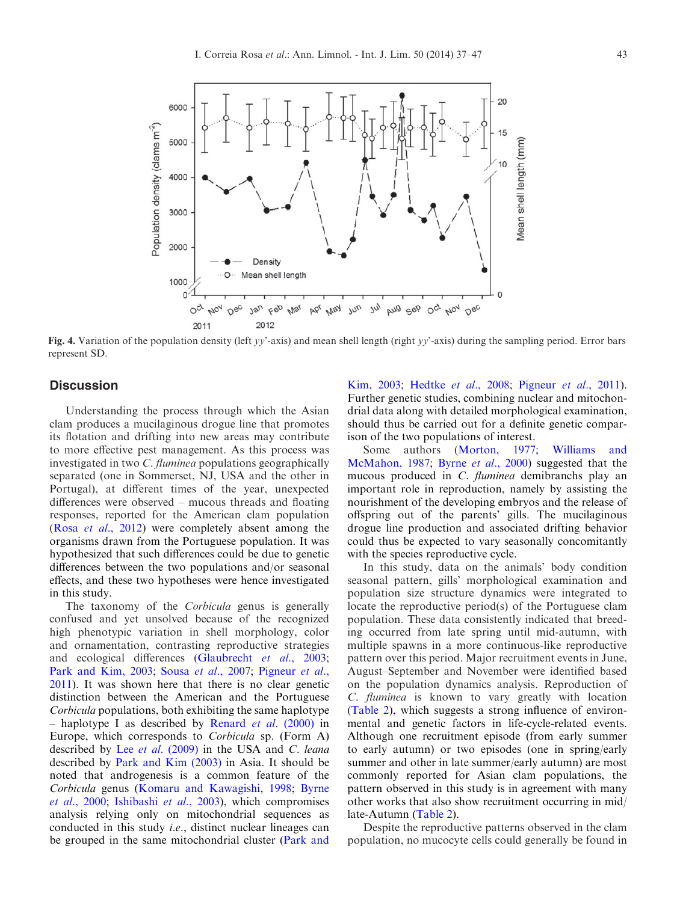**Fig. 4.** Variation of the population density (left *yy*'-axis) and mean shell length (right *yy*'-axis) during the sampling period. Error bars represent SD.

## Discussion

Understanding the process through which the Asian clam produces a mucilaginous drogue line that promotes its flotation and drifting into new areas may contribute to more effective pest management. As this process was investigated in two *C. fluminea* populations geographically separated (one in Sommerset, NJ, USA and the other in Portugal), at different times of the year, unexpected differences were observed – mucous threads and floating responses, reported for the American clam population (Rosa *et al.*, 2012) were completely absent among the organisms drawn from the Portuguese population. It was hypothesized that such differences could be due to genetic differences between the two populations and/or seasonal effects, and these two hypotheses were hence investigated in this study.

The taxonomy of the *Corbicula* genus is generally confused and yet unsolved because of the recognized high phenotypic variation in shell morphology, color and ornamentation, contrasting reproductive strategies and ecological differences (Glaubrecht *et al.*, 2003; Park and Kim, 2003; Sousa *et al.*, 2007; Pigneur *et al.*, 2011). It was shown here that there is no clear genetic distinction between the American and the Portuguese *Corbicula* populations, both exhibiting the same haplotype – haplotype I as described by Renard *et al.* (2000) in Europe, which corresponds to *Corbicula* sp. (Form A) described by Lee *et al.* (2009) in the USA and *C. leana* described by Park and Kim (2003) in Asia. It should be noted that androgenesis is a common feature of the *Corbicula* genus (Komaru and Kawagishi, 1998; Byrne *et al.*, 2000; Ishibashi *et al.*, 2003), which compromises analysis relying only on mitochondrial sequences as conducted in this study *i.e.*, distinct nuclear lineages can be grouped in the same mitochondrial cluster (Park and Kim, 2003; Hedtke *et al.*, 2008; Pigneur *et al.*, 2011). Further genetic studies, combining nuclear and mitochondrial data along with detailed morphological examination, should thus be carried out for a definite genetic comparison of the two populations of interest.

Some authors (Morton, 1977; Williams and McMahon, 1987; Byrne *et al.*, 2000) suggested that the mucous produced in *C. fluminea* demibranchs play an important role in reproduction, namely by assisting the nourishment of the developing embryos and the release of offspring out of the parents' gills. The mucilaginous drogue line production and associated drifting behavior could thus be expected to vary seasonally concomitantly with the species reproductive cycle.

In this study, data on the animals' body condition seasonal pattern, gills' morphological examination and population size structure dynamics were integrated to locate the reproductive period(s) of the Portuguese clam population. These data consistently indicated that breeding occurred from late spring until mid-autumn, with multiple spawns in a more continuous-like reproductive pattern over this period. Major recruitment events in June, August–September and November were identified based on the population dynamics analysis. Reproduction of *C. fluminea* is known to vary greatly with location (Table 2), which suggests a strong influence of environmental and genetic factors in life-cycle-related events. Although one recruitment episode (from early summer to early autumn) or two episodes (one in spring/early summer and other in late summer/early autumn) are most commonly reported for Asian clam populations, the pattern observed in this study is in agreement with many other works that also show recruitment occurring in mid/late-Autumn (Table 2).

Despite the reproductive patterns observed in the clam population, no mucocyte cells could generally be found in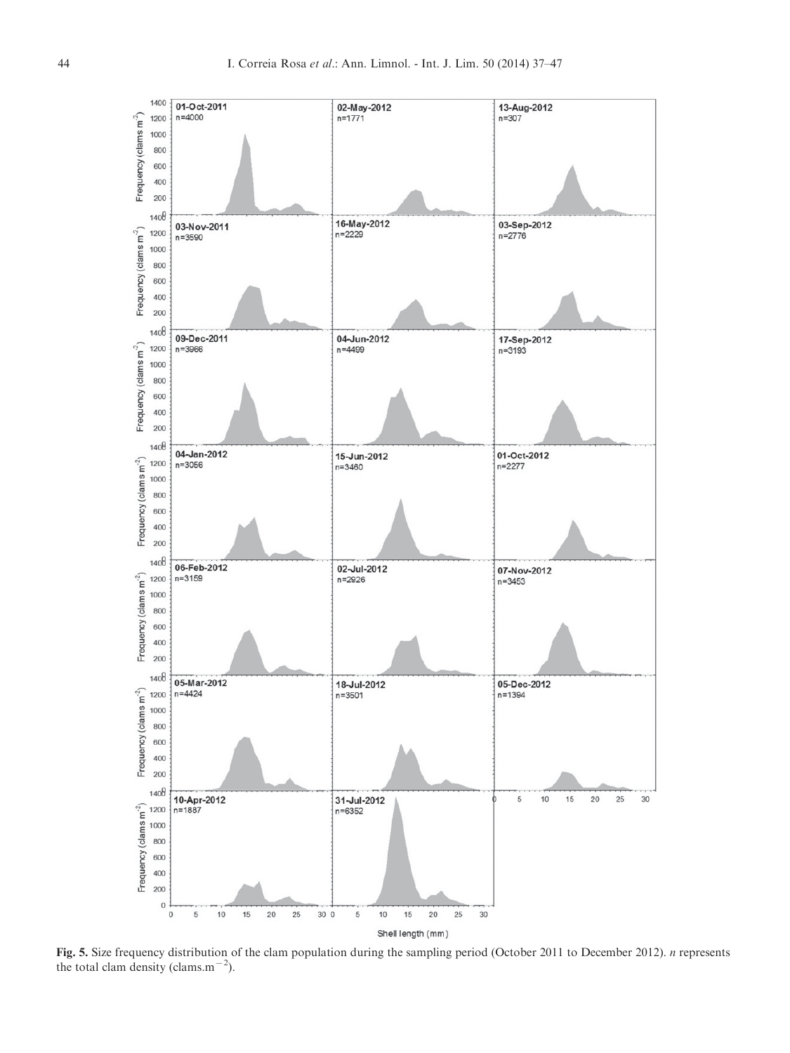**Fig. 5.** Size frequency distribution of the clam population during the sampling period (October 2011 to December 2012). *n* represents the total clam density (clams.m$^{-2}$).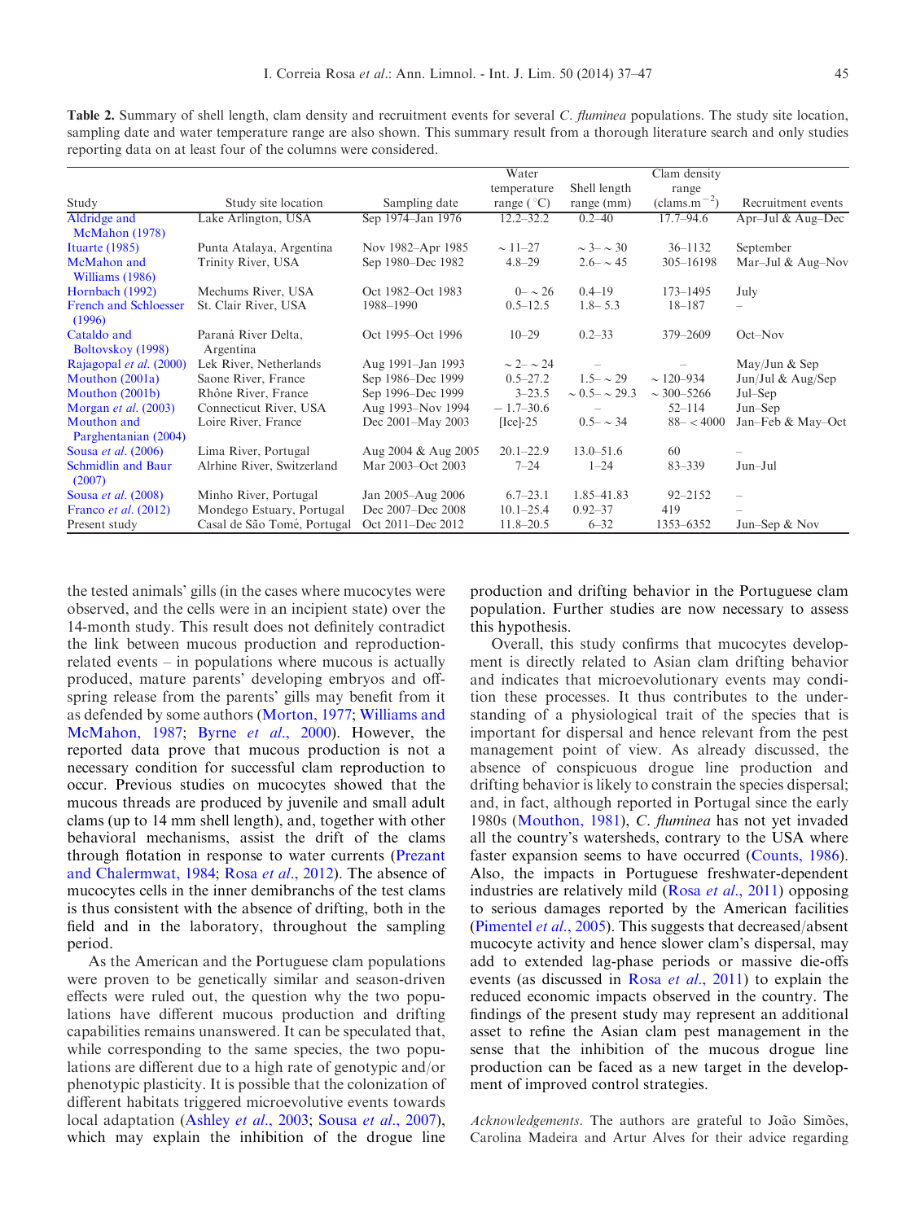**Table 2.** Summary of shell length, clam density and recruitment events for several *C. fluminea* populations. The study site location, sampling date and water temperature range are also shown. This summary result from a thorough literature search and only studies reporting data on at least four of the columns were considered.

| Study | Study site location | Sampling date | Water temperature range (°C) | Shell length range (mm) | Clam density range (clams.m$^{-2}$) | Recruitment events |
|---|---|---|---|---|---|---|
| Aldridge and McMahon (1978) | Lake Arlington, USA | Sep 1974–Jan 1976 | 12.2–32.2 | 0.2–40 | 17.7–94.6 | Apr–Jul & Aug–Dec |
| Ituarte (1985) | Punta Atalaya, Argentina | Nov 1982–Apr 1985 | ~ 11–27 | ~ 3– ~ 30 | 36–1132 | September |
| McMahon and Williams (1986) | Trinity River, USA | Sep 1980–Dec 1982 | 4.8–29 | 2.6– ~ 45 | 305–16198 | Mar–Jul & Aug–Nov |
| Hornbach (1992) | Mechums River, USA | Oct 1982–Oct 1983 | 0– ~ 26 | 0.4–19 | 173–1495 | July |
| French and Schloesser (1996) | St. Clair River, USA | 1988–1990 | 0.5–12.5 | 1.8– 5.3 | 18–187 | – |
| Cataldo and Boltovskoy (1998) | Paraná River Delta, Argentina | Oct 1995–Oct 1996 | 10–29 | 0.2–33 | 379–2609 | Oct–Nov |
| Rajagopal *et al.* (2000) | Lek River, Netherlands | Aug 1991–Jan 1993 | ~ 2– ~ 24 | – | – | May/Jun & Sep |
| Mouthon (2001a) | Saone River, France | Sep 1986–Dec 1999 | 0.5–27.2 | 1.5– ~ 29 | ~ 120–934 | Jun/Jul & Aug/Sep |
| Mouthon (2001b) | Rhône River, France | Sep 1996–Dec 1999 | 3–23.5 | ~ 0.5– ~ 29.3 | ~ 300–5266 | Jul–Sep |
| Morgan *et al.* (2003) | Connecticut River, USA | Aug 1993–Nov 1994 | − 1.7–30.6 | – | 52–114 | Jun–Sep |
| Mouthon and Parghentanian (2004) | Loire River, France | Dec 2001–May 2003 | [Ice]-25 | 0.5– ~ 34 | 88– < 4000 | Jan–Feb & May–Oct |
| Sousa *et al.* (2006) | Lima River, Portugal | Aug 2004 & Aug 2005 | 20.1–22.9 | 13.0–51.6 | 60 | – |
| Schmidlin and Baur (2007) | Alrhine River, Switzerland | Mar 2003–Oct 2003 | 7–24 | 1–24 | 83–339 | Jun–Jul |
| Sousa *et al.* (2008) | Minho River, Portugal | Jan 2005–Aug 2006 | 6.7–23.1 | 1.85–41.83 | 92–2152 | – |
| Franco *et al.* (2012) | Mondego Estuary, Portugal | Dec 2007–Dec 2008 | 10.1–25.4 | 0.92–37 | 419 | – |
| Present study | Casal de São Tomé, Portugal | Oct 2011–Dec 2012 | 11.8–20.5 | 6–32 | 1353–6352 | Jun–Sep & Nov |

the tested animals' gills (in the cases where mucocytes were observed, and the cells were in an incipient state) over the 14-month study. This result does not definitely contradict the link between mucous production and reproduction-related events – in populations where mucous is actually produced, mature parents' developing embryos and offspring release from the parents' gills may benefit from it as defended by some authors (Morton, 1977; Williams and McMahon, 1987; Byrne *et al.*, 2000). However, the reported data prove that mucous production is not a necessary condition for successful clam reproduction to occur. Previous studies on mucocytes showed that the mucous threads are produced by juvenile and small adult clams (up to 14 mm shell length), and, together with other behavioral mechanisms, assist the drift of the clams through flotation in response to water currents (Prezant and Chalermwat, 1984; Rosa *et al.*, 2012). The absence of mucocytes cells in the inner demibranchs of the test clams is thus consistent with the absence of drifting, both in the field and in the laboratory, throughout the sampling period.

As the American and the Portuguese clam populations were proven to be genetically similar and season-driven effects were ruled out, the question why the two populations have different mucous production and drifting capabilities remains unanswered. It can be speculated that, while corresponding to the same species, the two populations are different due to a high rate of genotypic and/or phenotypic plasticity. It is possible that the colonization of different habitats triggered microevolutive events towards local adaptation (Ashley *et al.*, 2003; Sousa *et al.*, 2007), which may explain the inhibition of the drogue line production and drifting behavior in the Portuguese clam population. Further studies are now necessary to assess this hypothesis.

Overall, this study confirms that mucocytes development is directly related to Asian clam drifting behavior and indicates that microevolutionary events may condition these processes. It thus contributes to the understanding of a physiological trait of the species that is important for dispersal and hence relevant from the pest management point of view. As already discussed, the absence of conspicuous drogue line production and drifting behavior is likely to constrain the species dispersal; and, in fact, although reported in Portugal since the early 1980s (Mouthon, 1981), *C. fluminea* has not yet invaded all the country's watersheds, contrary to the USA where faster expansion seems to have occurred (Counts, 1986). Also, the impacts in Portuguese freshwater-dependent industries are relatively mild (Rosa *et al.*, 2011) opposing to serious damages reported by the American facilities (Pimentel *et al.*, 2005). This suggests that decreased/absent mucocyte activity and hence slower clam's dispersal, may add to extended lag-phase periods or massive die-offs events (as discussed in Rosa *et al.*, 2011) to explain the reduced economic impacts observed in the country. The findings of the present study may represent an additional asset to refine the Asian clam pest management in the sense that the inhibition of the mucous drogue line production can be faced as a new target in the development of improved control strategies.

*Acknowledgements.* The authors are grateful to João Simões, Carolina Madeira and Artur Alves for their advice regarding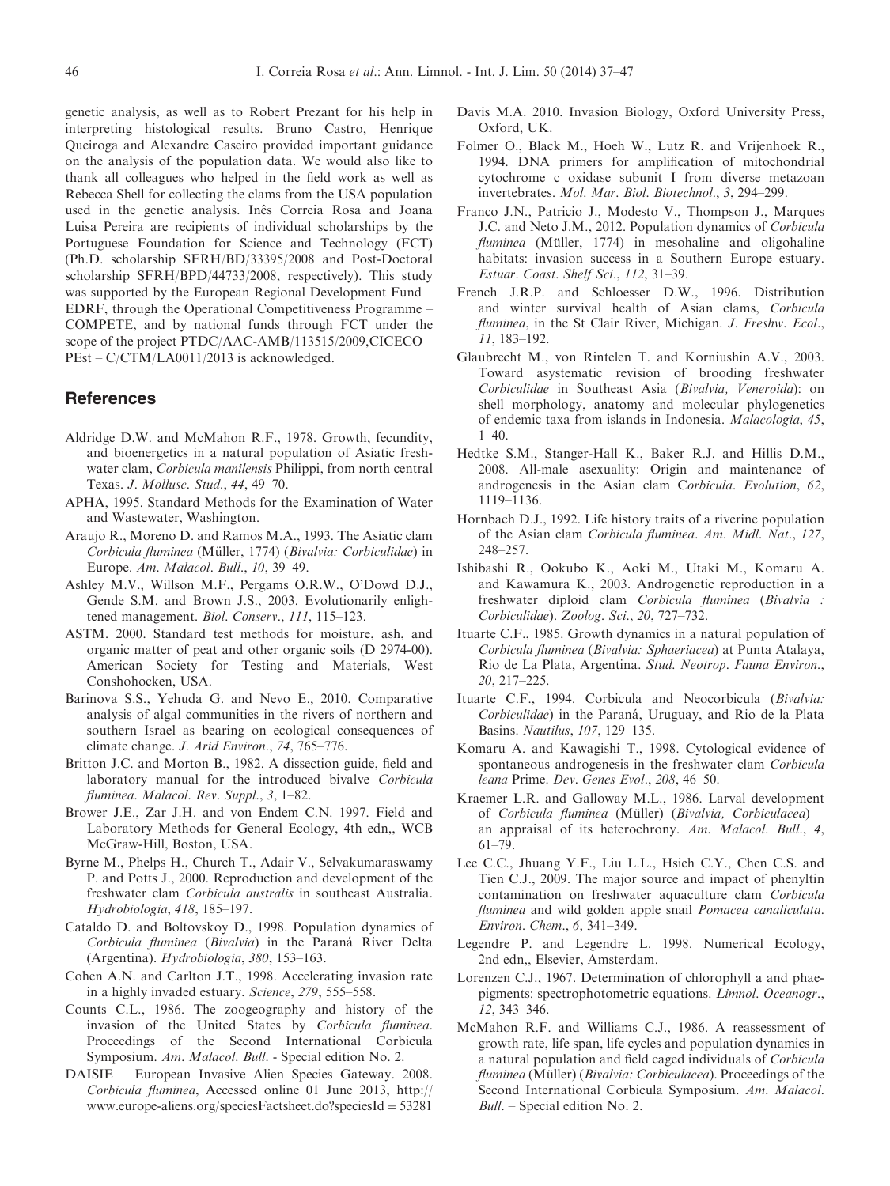genetic analysis, as well as to Robert Prezant for his help in interpreting histological results. Bruno Castro, Henrique Queiroga and Alexandre Caseiro provided important guidance on the analysis of the population data. We would also like to thank all colleagues who helped in the field work as well as Rebecca Shell for collecting the clams from the USA population used in the genetic analysis. Inês Correia Rosa and Joana Luisa Pereira are recipients of individual scholarships by the Portuguese Foundation for Science and Technology (FCT) (Ph.D. scholarship SFRH/BD/33395/2008 and Post-Doctoral scholarship SFRH/BPD/44733/2008, respectively). This study was supported by the European Regional Development Fund – EDRF, through the Operational Competitiveness Programme – COMPETE, and by national funds through FCT under the scope of the project PTDC/AAC-AMB/113515/2009,CICECO – PEst – C/CTM/LA0011/2013 is acknowledged.

## References

Aldridge D.W. and McMahon R.F., 1978. Growth, fecundity, and bioenergetics in a natural population of Asiatic freshwater clam, *Corbicula manilensis* Philippi, from north central Texas. *J. Mollusc. Stud.*, *44*, 49–70.

APHA, 1995. Standard Methods for the Examination of Water and Wastewater, Washington.

Araujo R., Moreno D. and Ramos M.A., 1993. The Asiatic clam *Corbicula fluminea* (Müller, 1774) (*Bivalvia: Corbiculidae*) in Europe. *Am. Malacol. Bull.*, *10*, 39–49.

Ashley M.V., Willson M.F., Pergams O.R.W., O'Dowd D.J., Gende S.M. and Brown J.S., 2003. Evolutionarily enlightened management. *Biol. Conserv.*, *111*, 115–123.

ASTM. 2000. Standard test methods for moisture, ash, and organic matter of peat and other organic soils (D 2974-00). American Society for Testing and Materials, West Conshohocken, USA.

Barinova S.S., Yehuda G. and Nevo E., 2010. Comparative analysis of algal communities in the rivers of northern and southern Israel as bearing on ecological consequences of climate change. *J. Arid Environ.*, *74*, 765–776.

Britton J.C. and Morton B., 1982. A dissection guide, field and laboratory manual for the introduced bivalve *Corbicula fluminea*. *Malacol. Rev. Suppl.*, *3*, 1–82.

Brower J.E., Zar J.H. and von Endem C.N. 1997. Field and Laboratory Methods for General Ecology, 4th edn,, WCB McGraw-Hill, Boston, USA.

Byrne M., Phelps H., Church T., Adair V., Selvakumaraswamy P. and Potts J., 2000. Reproduction and development of the freshwater clam *Corbicula australis* in southeast Australia. *Hydrobiologia*, *418*, 185–197.

Cataldo D. and Boltovskoy D., 1998. Population dynamics of *Corbicula fluminea* (*Bivalvia*) in the Paraná River Delta (Argentina). *Hydrobiologia*, *380*, 153–163.

Cohen A.N. and Carlton J.T., 1998. Accelerating invasion rate in a highly invaded estuary. *Science*, *279*, 555–558.

Counts C.L., 1986. The zoogeography and history of the invasion of the United States by *Corbicula fluminea*. Proceedings of the Second International Corbicula Symposium. *Am. Malacol. Bull.* - Special edition No. 2.

DAISIE – European Invasive Alien Species Gateway. 2008. *Corbicula fluminea*, Accessed online 01 June 2013, http://www.europe-aliens.org/speciesFactsheet.do?speciesId = 53281

Davis M.A. 2010. Invasion Biology, Oxford University Press, Oxford, UK.

Folmer O., Black M., Hoeh W., Lutz R. and Vrijenhoek R., 1994. DNA primers for amplification of mitochondrial cytochrome c oxidase subunit I from diverse metazoan invertebrates. *Mol. Mar. Biol. Biotechnol.*, *3*, 294–299.

Franco J.N., Patricio J., Modesto V., Thompson J., Marques J.C. and Neto J.M., 2012. Population dynamics of *Corbicula fluminea* (Müller, 1774) in mesohaline and oligohaline habitats: invasion success in a Southern Europe estuary. *Estuar. Coast. Shelf Sci.*, *112*, 31–39.

French J.R.P. and Schloesser D.W., 1996. Distribution and winter survival health of Asian clams, *Corbicula fluminea*, in the St Clair River, Michigan. *J. Freshw. Ecol.*, *11*, 183–192.

Glaubrecht M., von Rintelen T. and Korniushin A.V., 2003. Toward asystematic revision of brooding freshwater *Corbiculidae* in Southeast Asia (*Bivalvia, Veneroida*): on shell morphology, anatomy and molecular phylogenetics of endemic taxa from islands in Indonesia. *Malacologia*, *45*, 1–40.

Hedtke S.M., Stanger-Hall K., Baker R.J. and Hillis D.M., 2008. All-male asexuality: Origin and maintenance of androgenesis in the Asian clam C*orbicula*. *Evolution*, *62*, 1119–1136.

Hornbach D.J., 1992. Life history traits of a riverine population of the Asian clam *Corbicula fluminea*. *Am. Midl. Nat.*, *127*, 248–257.

Ishibashi R., Ookubo K., Aoki M., Utaki M., Komaru A. and Kawamura K., 2003. Androgenetic reproduction in a freshwater diploid clam *Corbicula fluminea* (*Bivalvia : Corbiculidae*). *Zoolog. Sci.*, *20*, 727–732.

Ituarte C.F., 1985. Growth dynamics in a natural population of *Corbicula fluminea* (*Bivalvia: Sphaeriacea*) at Punta Atalaya, Rio de La Plata, Argentina. *Stud. Neotrop. Fauna Environ.*, *20*, 217–225.

Ituarte C.F., 1994. Corbicula and Neocorbicula (*Bivalvia: Corbiculidae*) in the Paraná, Uruguay, and Rio de la Plata Basins. *Nautilus*, *107*, 129–135.

Komaru A. and Kawagishi T., 1998. Cytological evidence of spontaneous androgenesis in the freshwater clam *Corbicula leana* Prime. *Dev. Genes Evol.*, *208*, 46–50.

Kraemer L.R. and Galloway M.L., 1986. Larval development of *Corbicula fluminea* (Müller) (*Bivalvia, Corbiculacea*) – an appraisal of its heterochrony. *Am. Malacol. Bull.*, *4*, 61–79.

Lee C.C., Jhuang Y.F., Liu L.L., Hsieh C.Y., Chen C.S. and Tien C.J., 2009. The major source and impact of phenyltin contamination on freshwater aquaculture clam *Corbicula fluminea* and wild golden apple snail *Pomacea canaliculata*. *Environ. Chem.*, *6*, 341–349.

Legendre P. and Legendre L. 1998. Numerical Ecology, 2nd edn,, Elsevier, Amsterdam.

Lorenzen C.J., 1967. Determination of chlorophyll a and phaepigments: spectrophotometric equations. *Limnol. Oceanogr.*, *12*, 343–346.

McMahon R.F. and Williams C.J., 1986. A reassessment of growth rate, life span, life cycles and population dynamics in a natural population and field caged individuals of *Corbicula fluminea* (Müller) (*Bivalvia: Corbiculacea*). Proceedings of the Second International Corbicula Symposium. *Am. Malacol. Bull.* – Special edition No. 2.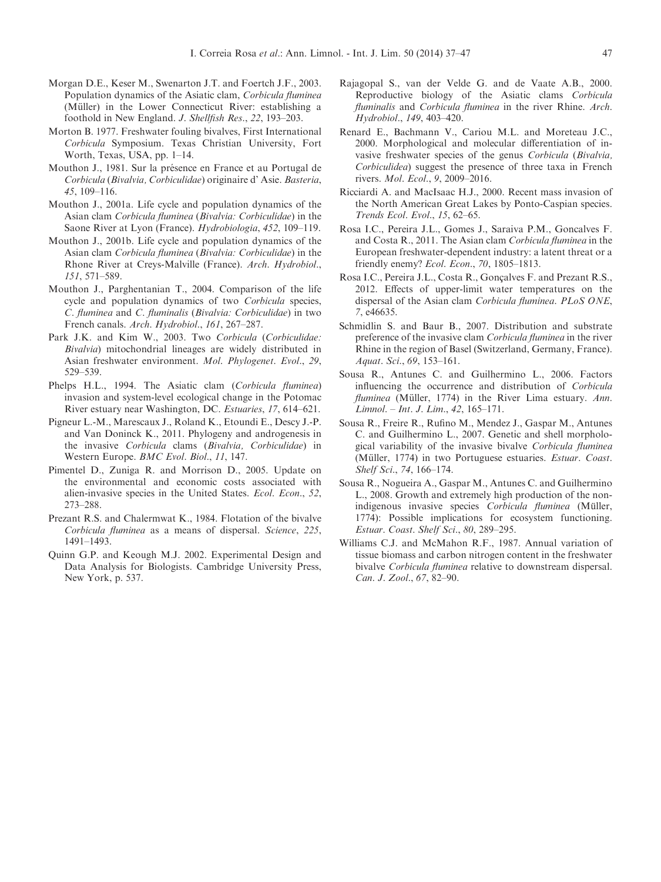Morgan D.E., Keser M., Swenarton J.T. and Foertch J.F., 2003. Population dynamics of the Asiatic clam, *Corbicula fluminea* (Müller) in the Lower Connecticut River: establishing a foothold in New England. *J. Shellfish Res.*, *22*, 193–203.

Morton B. 1977. Freshwater fouling bivalves, First International *Corbicula* Symposium. Texas Christian University, Fort Worth, Texas, USA, pp. 1–14.

Mouthon J., 1981. Sur la présence en France et au Portugal de *Corbicula* (*Bivalvia, Corbiculidae*) originaire d' Asie. *Basteria*, *45*, 109–116.

Mouthon J., 2001a. Life cycle and population dynamics of the Asian clam *Corbicula fluminea* (*Bivalvia: Corbiculidae*) in the Saone River at Lyon (France). *Hydrobiologia*, *452*, 109–119.

Mouthon J., 2001b. Life cycle and population dynamics of the Asian clam *Corbicula fluminea* (*Bivalvia: Corbiculidae*) in the Rhone River at Creys-Malville (France). *Arch. Hydrobiol.*, *151*, 571–589.

Mouthon J., Parghentanian T., 2004. Comparison of the life cycle and population dynamics of two *Corbicula* species, *C. fluminea* and *C. fluminalis* (*Bivalvia: Corbiculidae*) in two French canals. *Arch. Hydrobiol.*, *161*, 267–287.

Park J.K. and Kim W., 2003. Two *Corbicula* (*Corbiculidae: Bivalvia*) mitochondrial lineages are widely distributed in Asian freshwater environment. *Mol. Phylogenet. Evol.*, *29*, 529–539.

Phelps H.L., 1994. The Asiatic clam (*Corbicula fluminea*) invasion and system-level ecological change in the Potomac River estuary near Washington, DC. *Estuaries*, *17*, 614–621.

Pigneur L.-M., Marescaux J., Roland K., Etoundi E., Descy J.-P. and Van Doninck K., 2011. Phylogeny and androgenesis in the invasive *Corbicula* clams (*Bivalvia, Corbiculidae*) in Western Europe. *BMC Evol. Biol.*, *11*, 147.

Pimentel D., Zuniga R. and Morrison D., 2005. Update on the environmental and economic costs associated with alien-invasive species in the United States. *Ecol. Econ.*, *52*, 273–288.

Prezant R.S. and Chalermwat K., 1984. Flotation of the bivalve *Corbicula fluminea* as a means of dispersal. *Science*, *225*, 1491–1493.

Quinn G.P. and Keough M.J. 2002. Experimental Design and Data Analysis for Biologists. Cambridge University Press, New York, p. 537.

Rajagopal S., van der Velde G. and de Vaate A.B., 2000. Reproductive biology of the Asiatic clams *Corbicula fluminalis* and *Corbicula fluminea* in the river Rhine. *Arch. Hydrobiol.*, *149*, 403–420.

Renard E., Bachmann V., Cariou M.L. and Moreteau J.C., 2000. Morphological and molecular differentiation of invasive freshwater species of the genus *Corbicula* (*Bivalvia, Corbiculidea*) suggest the presence of three taxa in French rivers. *Mol. Ecol.*, *9*, 2009–2016.

Ricciardi A. and MacIsaac H.J., 2000. Recent mass invasion of the North American Great Lakes by Ponto-Caspian species. *Trends Ecol. Evol.*, *15*, 62–65.

Rosa I.C., Pereira J.L., Gomes J., Saraiva P.M., Goncalves F. and Costa R., 2011. The Asian clam *Corbicula fluminea* in the European freshwater-dependent industry: a latent threat or a friendly enemy? *Ecol. Econ.*, *70*, 1805–1813.

Rosa I.C., Pereira J.L., Costa R., Gonçalves F. and Prezant R.S., 2012. Effects of upper-limit water temperatures on the dispersal of the Asian clam *Corbicula fluminea*. *PLoS ONE*, *7*, e46635.

Schmidlin S. and Baur B., 2007. Distribution and substrate preference of the invasive clam *Corbicula fluminea* in the river Rhine in the region of Basel (Switzerland, Germany, France). *Aquat. Sci.*, *69*, 153–161.

Sousa R., Antunes C. and Guilhermino L., 2006. Factors influencing the occurrence and distribution of *Corbicula fluminea* (Müller, 1774) in the River Lima estuary. *Ann. Limnol. – Int. J. Lim.*, *42*, 165–171.

Sousa R., Freire R., Rufino M., Mendez J., Gaspar M., Antunes C. and Guilhermino L., 2007. Genetic and shell morphological variability of the invasive bivalve *Corbicula fluminea* (Müller, 1774) in two Portuguese estuaries. *Estuar. Coast. Shelf Sci.*, *74*, 166–174.

Sousa R., Nogueira A., Gaspar M., Antunes C. and Guilhermino L., 2008. Growth and extremely high production of the non-indigenous invasive species *Corbicula fluminea* (Müller, 1774): Possible implications for ecosystem functioning. *Estuar. Coast. Shelf Sci.*, *80*, 289–295.

Williams C.J. and McMahon R.F., 1987. Annual variation of tissue biomass and carbon nitrogen content in the freshwater bivalve *Corbicula fluminea* relative to downstream dispersal. *Can. J. Zool.*, *67*, 82–90.